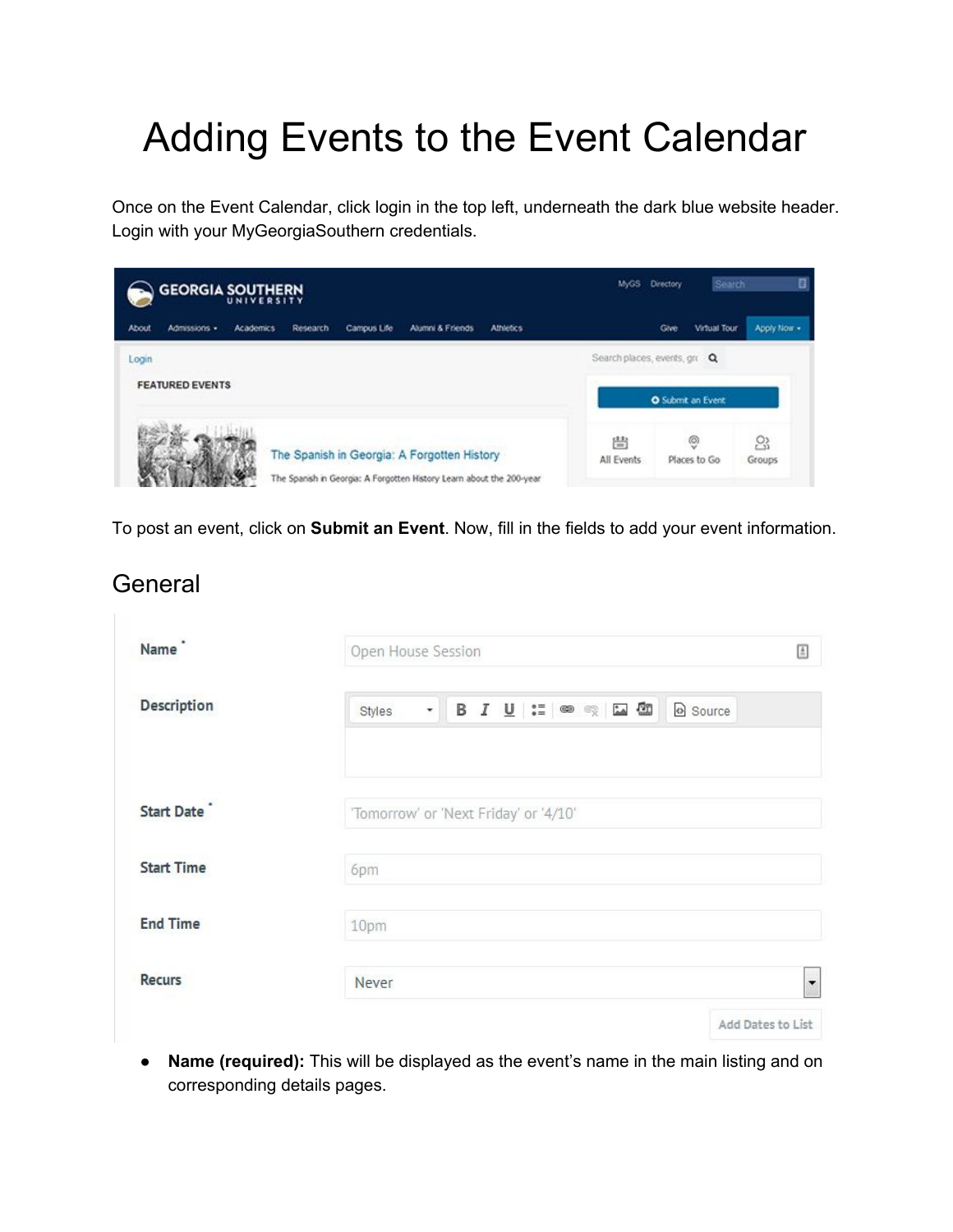# Adding Events to the Event Calendar

Once on the Event Calendar, click login in the top left, underneath the dark blue website header. Login with your MyGeorgiaSouthern credentials.

To post an event, click on **Submit an Event**. Now, fill in the fields to add your event information.

## General

- **Name (required):** This will be displayed as the event's name in the main listing and on corresponding details pages.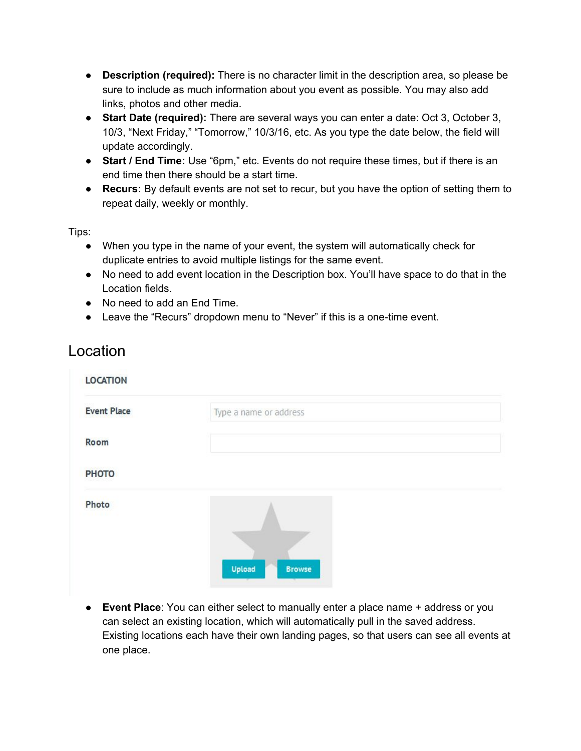- **Description (required):** There is no character limit in the description area, so please be sure to include as much information about you event as possible. You may also add links, photos and other media.
- **Start Date (required):** There are several ways you can enter a date: Oct 3, October 3, 10/3, "Next Friday," "Tomorrow," 10/3/16, etc. As you type the date below, the field will update accordingly.
- **Start / End Time:** Use "6pm," etc. Events do not require these times, but if there is an end time then there should be a start time.
- **Recurs:** By default events are not set to recur, but you have the option of setting them to repeat daily, weekly or monthly.

Tips:

- When you type in the name of your event, the system will automatically check for duplicate entries to avoid multiple listings for the same event.
- No need to add event location in the Description box. You'll have space to do that in the Location fields.
- No need to add an End Time.
- Leave the "Recurs" dropdown menu to "Never" if this is a one-time event.

## Location

LOCATION

Event Place — Type a name or address

Room

PHOTO

Photo — Upload Browse

- **Event Place**: You can either select to manually enter a place name + address or you can select an existing location, which will automatically pull in the saved address. Existing locations each have their own landing pages, so that users can see all events at one place.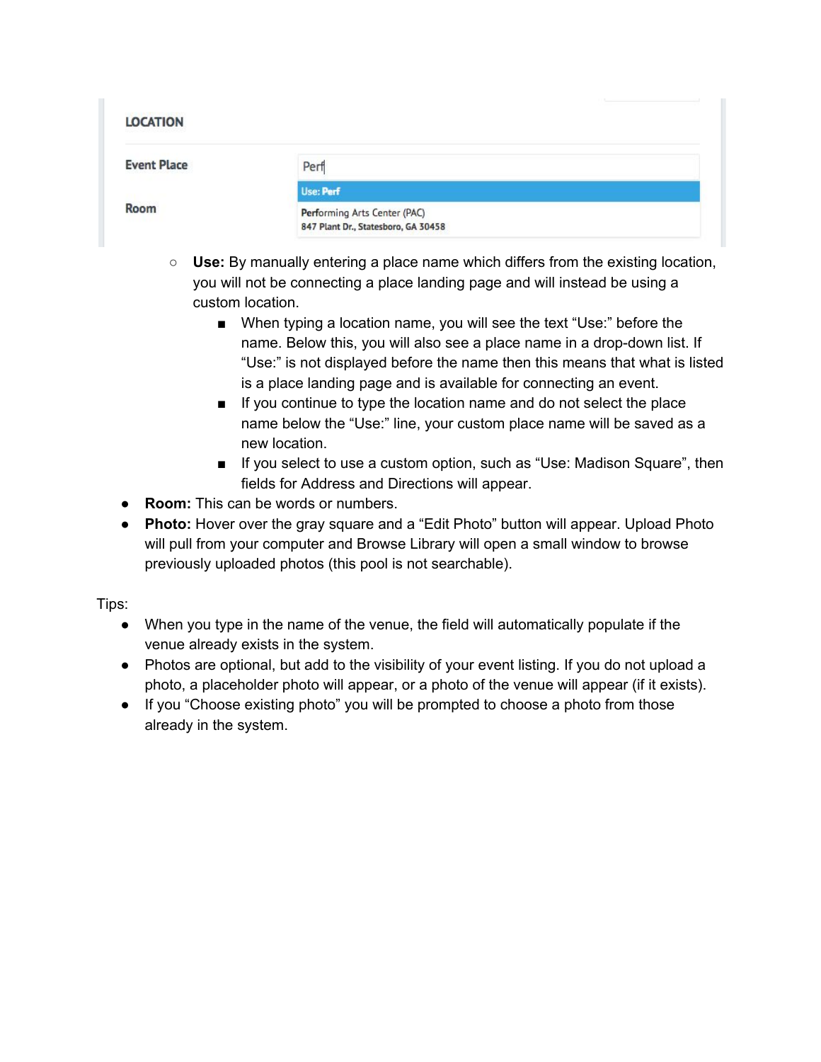LOCATION

Event Place — Perf

Use: Perf

Room — Performing Arts Center (PAC), 847 Plant Dr., Statesboro, GA 30458

- **Use:** By manually entering a place name which differs from the existing location, you will not be connecting a place landing page and will instead be using a custom location.
  - When typing a location name, you will see the text "Use:" before the name. Below this, you will also see a place name in a drop-down list. If "Use:" is not displayed before the name then this means that what is listed is a place landing page and is available for connecting an event.
  - If you continue to type the location name and do not select the place name below the "Use:" line, your custom place name will be saved as a new location.
  - If you select to use a custom option, such as "Use: Madison Square", then fields for Address and Directions will appear.

- **Room:** This can be words or numbers.
- **Photo:** Hover over the gray square and a "Edit Photo" button will appear. Upload Photo will pull from your computer and Browse Library will open a small window to browse previously uploaded photos (this pool is not searchable).

Tips:

- When you type in the name of the venue, the field will automatically populate if the venue already exists in the system.
- Photos are optional, but add to the visibility of your event listing. If you do not upload a photo, a placeholder photo will appear, or a photo of the venue will appear (if it exists).
- If you "Choose existing photo" you will be prompted to choose a photo from those already in the system.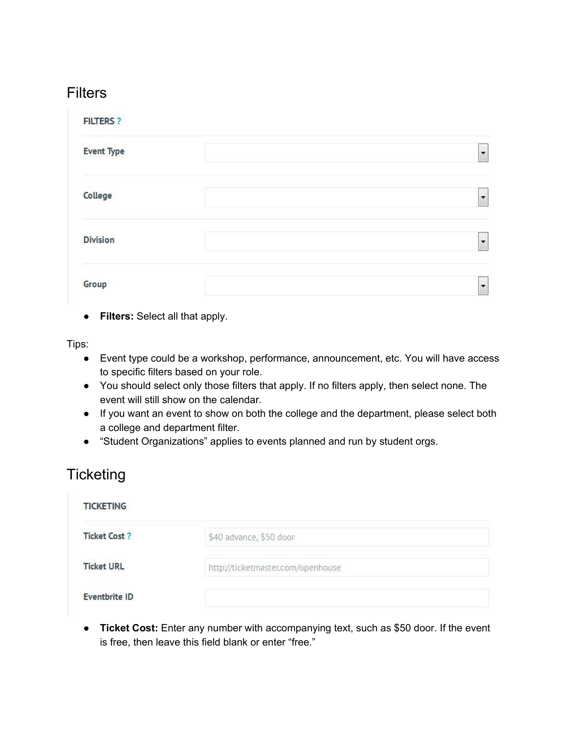# Filters

FILTERS ?

Event Type

College

Division

Group

- **Filters:** Select all that apply.

Tips:

- Event type could be a workshop, performance, announcement, etc. You will have access to specific filters based on your role.
- You should select only those filters that apply. If no filters apply, then select none. The event will still show on the calendar.
- If you want an event to show on both the college and the department, please select both a college and department filter.
- "Student Organizations" applies to events planned and run by student orgs.

# Ticketing

TICKETING

Ticket Cost ? — $40 advance, $50 door

Ticket URL — http://ticketmaster.com/openhouse

Eventbrite ID

- **Ticket Cost:** Enter any number with accompanying text, such as $50 door. If the event is free, then leave this field blank or enter "free."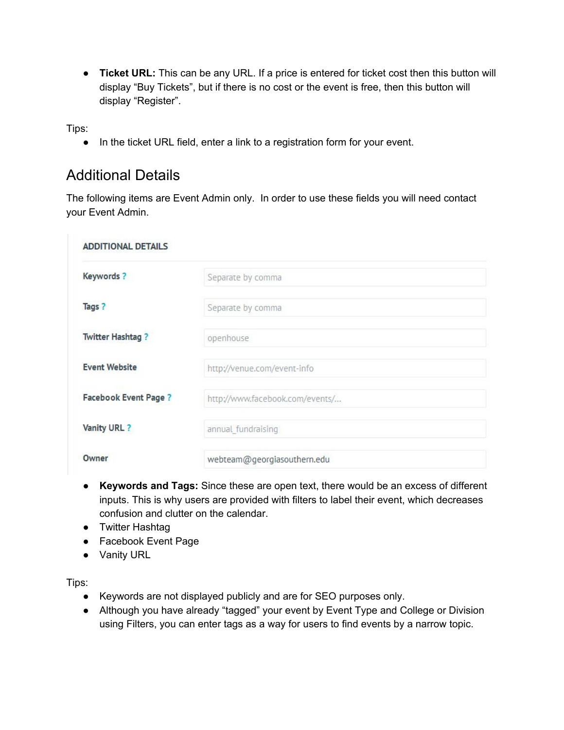- **Ticket URL:** This can be any URL. If a price is entered for ticket cost then this button will display “Buy Tickets”, but if there is no cost or the event is free, then this button will display “Register”.

Tips:

- In the ticket URL field, enter a link to a registration form for your event.

## Additional Details

The following items are Event Admin only.  In order to use these fields you will need contact your Event Admin.

ADDITIONAL DETAILS

| Field | Example |
| --- | --- |
| Keywords ? | Separate by comma |
| Tags ? | Separate by comma |
| Twitter Hashtag ? | openhouse |
| Event Website | http://venue.com/event-info |
| Facebook Event Page ? | http://www.facebook.com/events/... |
| Vanity URL ? | annual_fundraising |
| Owner | webteam@georgiasouthern.edu |

- **Keywords and Tags:** Since these are open text, there would be an excess of different inputs. This is why users are provided with filters to label their event, which decreases confusion and clutter on the calendar.
- Twitter Hashtag
- Facebook Event Page
- Vanity URL

Tips:

- Keywords are not displayed publicly and are for SEO purposes only.
- Although you have already “tagged” your event by Event Type and College or Division using Filters, you can enter tags as a way for users to find events by a narrow topic.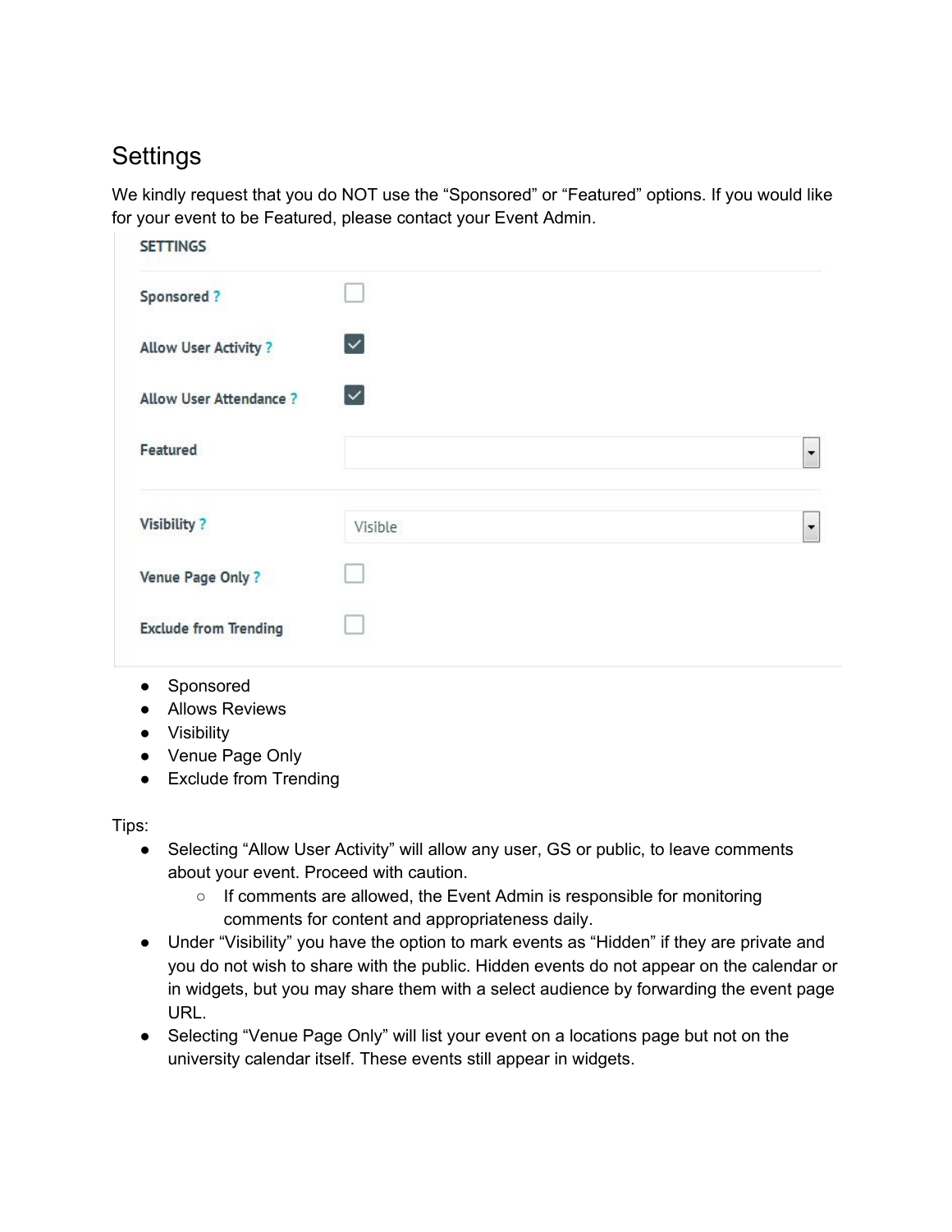## Settings

We kindly request that you do NOT use the “Sponsored” or “Featured” options. If you would like for your event to be Featured, please contact your Event Admin.

| SETTINGS | |
|---|---|
| Sponsored ? | ☐ |
| Allow User Activity ? | ☑ |
| Allow User Attendance ? | ☑ |
| Featured | |
| Visibility ? | Visible |
| Venue Page Only ? | ☐ |
| Exclude from Trending | ☐ |

- Sponsored
- Allows Reviews
- Visibility
- Venue Page Only
- Exclude from Trending

Tips:

- Selecting “Allow User Activity” will allow any user, GS or public, to leave comments about your event. Proceed with caution.
  - If comments are allowed, the Event Admin is responsible for monitoring comments for content and appropriateness daily.
- Under “Visibility” you have the option to mark events as “Hidden” if they are private and you do not wish to share with the public. Hidden events do not appear on the calendar or in widgets, but you may share them with a select audience by forwarding the event page URL.
- Selecting “Venue Page Only” will list your event on a locations page but not on the university calendar itself. These events still appear in widgets.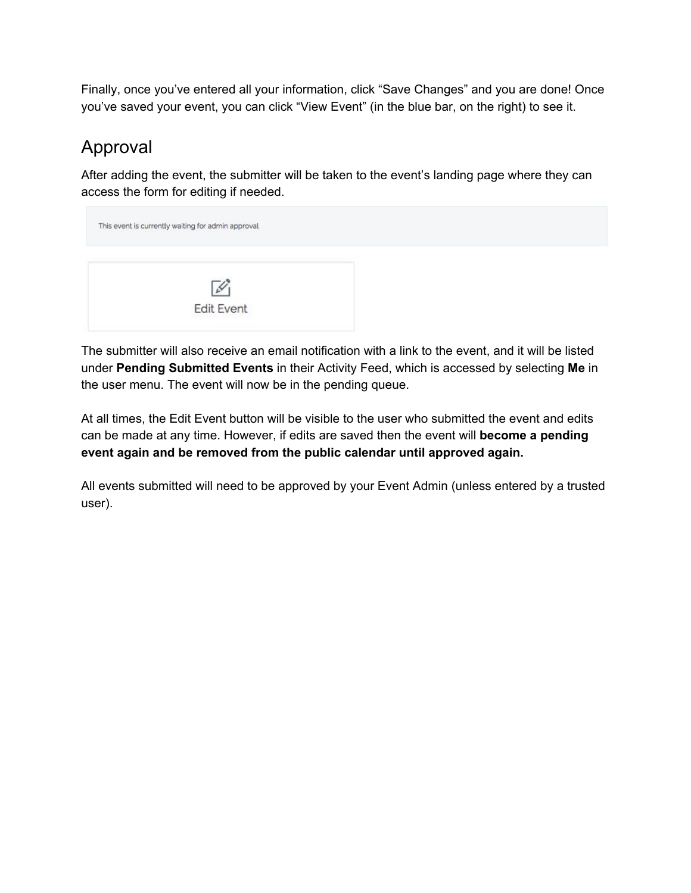Finally, once you've entered all your information, click "Save Changes" and you are done! Once you've saved your event, you can click "View Event" (in the blue bar, on the right) to see it.

## Approval

After adding the event, the submitter will be taken to the event's landing page where they can access the form for editing if needed.

This event is currently waiting for admin approval

Edit Event

The submitter will also receive an email notification with a link to the event, and it will be listed under **Pending Submitted Events** in their Activity Feed, which is accessed by selecting **Me** in the user menu. The event will now be in the pending queue.

At all times, the Edit Event button will be visible to the user who submitted the event and edits can be made at any time. However, if edits are saved then the event will **become a pending event again and be removed from the public calendar until approved again.**

All events submitted will need to be approved by your Event Admin (unless entered by a trusted user).